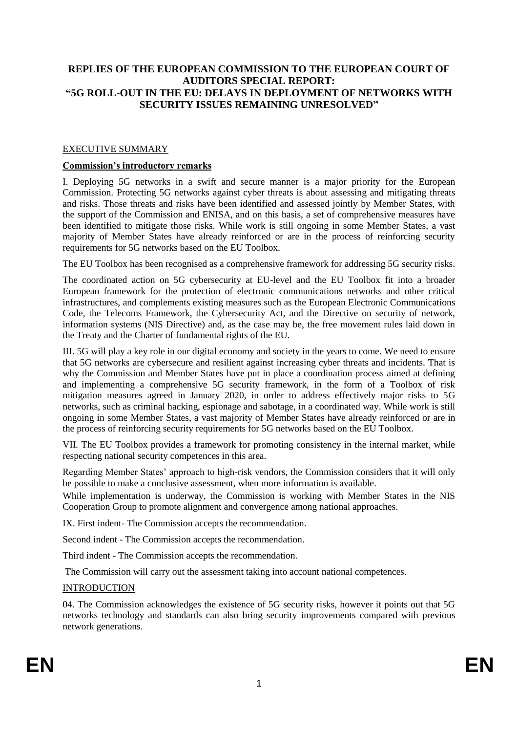# REPLIES OF THE EUROPEAN COMMISSION TO THE EUROPEAN COURT OF AUDITORS SPECIAL REPORT: "5G ROLL-OUT IN THE EU: DELAYS IN DEPLOYMENT OF NETWORKS WITH SECURITY ISSUES REMAINING UNRESOLVED"

## EXECUTIVE SUMMARY

### Commission's introductory remarks

I. Deploying 5G networks in a swift and secure manner is a major priority for the European Commission. Protecting 5G networks against cyber threats is about assessing and mitigating threats and risks. Those threats and risks have been identified and assessed jointly by Member States, with the support of the Commission and ENISA, and on this basis, a set of comprehensive measures have been identified to mitigate those risks. While work is still ongoing in some Member States, a vast majority of Member States have already reinforced or are in the process of reinforcing security requirements for 5G networks based on the EU Toolbox.

The EU Toolbox has been recognised as a comprehensive framework for addressing 5G security risks.

The coordinated action on 5G cybersecurity at EU-level and the EU Toolbox fit into a broader European framework for the protection of electronic communications networks and other critical infrastructures, and complements existing measures such as the European Electronic Communications Code, the Telecoms Framework, the Cybersecurity Act, and the Directive on security of network, information systems (NIS Directive) and, as the case may be, the free movement rules laid down in the Treaty and the Charter of fundamental rights of the EU.

III. 5G will play a key role in our digital economy and society in the years to come. We need to ensure that 5G networks are cybersecure and resilient against increasing cyber threats and incidents. That is why the Commission and Member States have put in place a coordination process aimed at defining and implementing a comprehensive 5G security framework, in the form of a Toolbox of risk mitigation measures agreed in January 2020, in order to address effectively major risks to 5G networks, such as criminal hacking, espionage and sabotage, in a coordinated way. While work is still ongoing in some Member States, a vast majority of Member States have already reinforced or are in the process of reinforcing security requirements for 5G networks based on the EU Toolbox.

VII. The EU Toolbox provides a framework for promoting consistency in the internal market, while respecting national security competences in this area.

Regarding Member States' approach to high-risk vendors, the Commission considers that it will only be possible to make a conclusive assessment, when more information is available.

While implementation is underway, the Commission is working with Member States in the NIS Cooperation Group to promote alignment and convergence among national approaches.

IX. First indent- The Commission accepts the recommendation.

Second indent - The Commission accepts the recommendation.

Third indent - The Commission accepts the recommendation.

The Commission will carry out the assessment taking into account national competences.

## INTRODUCTION

04. The Commission acknowledges the existence of 5G security risks, however it points out that 5G networks technology and standards can also bring security improvements compared with previous network generations.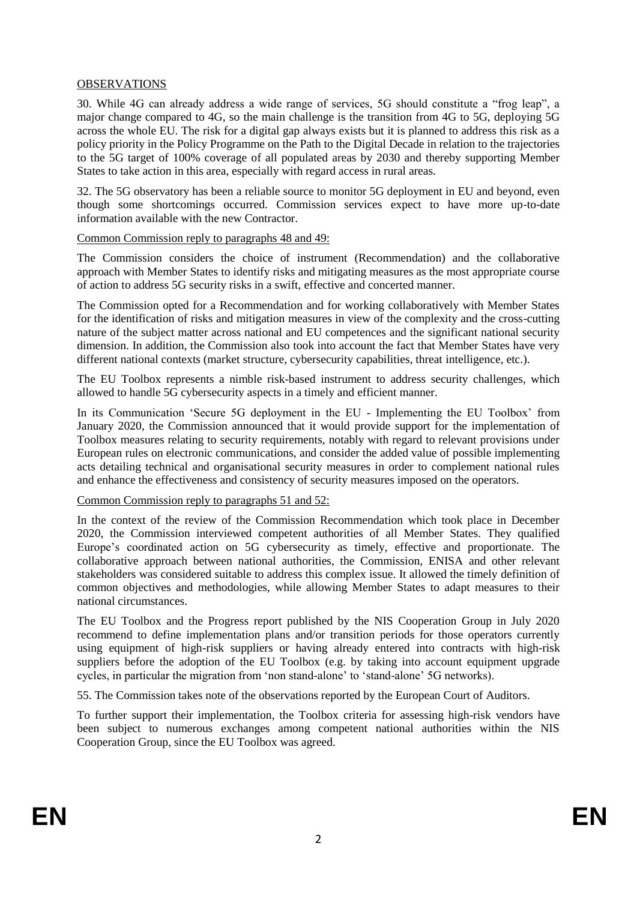## OBSERVATIONS

30. While 4G can already address a wide range of services, 5G should constitute a "frog leap", a major change compared to 4G, so the main challenge is the transition from 4G to 5G, deploying 5G across the whole EU. The risk for a digital gap always exists but it is planned to address this risk as a policy priority in the Policy Programme on the Path to the Digital Decade in relation to the trajectories to the 5G target of 100% coverage of all populated areas by 2030 and thereby supporting Member States to take action in this area, especially with regard access in rural areas.

32. The 5G observatory has been a reliable source to monitor 5G deployment in EU and beyond, even though some shortcomings occurred. Commission services expect to have more up-to-date information available with the new Contractor.

### Common Commission reply to paragraphs 48 and 49:

The Commission considers the choice of instrument (Recommendation) and the collaborative approach with Member States to identify risks and mitigating measures as the most appropriate course of action to address 5G security risks in a swift, effective and concerted manner.

The Commission opted for a Recommendation and for working collaboratively with Member States for the identification of risks and mitigation measures in view of the complexity and the cross-cutting nature of the subject matter across national and EU competences and the significant national security dimension. In addition, the Commission also took into account the fact that Member States have very different national contexts (market structure, cybersecurity capabilities, threat intelligence, etc.).

The EU Toolbox represents a nimble risk-based instrument to address security challenges, which allowed to handle 5G cybersecurity aspects in a timely and efficient manner.

In its Communication 'Secure 5G deployment in the EU - Implementing the EU Toolbox' from January 2020, the Commission announced that it would provide support for the implementation of Toolbox measures relating to security requirements, notably with regard to relevant provisions under European rules on electronic communications, and consider the added value of possible implementing acts detailing technical and organisational security measures in order to complement national rules and enhance the effectiveness and consistency of security measures imposed on the operators.

### Common Commission reply to paragraphs 51 and 52:

In the context of the review of the Commission Recommendation which took place in December 2020, the Commission interviewed competent authorities of all Member States. They qualified Europe's coordinated action on 5G cybersecurity as timely, effective and proportionate. The collaborative approach between national authorities, the Commission, ENISA and other relevant stakeholders was considered suitable to address this complex issue. It allowed the timely definition of common objectives and methodologies, while allowing Member States to adapt measures to their national circumstances.

The EU Toolbox and the Progress report published by the NIS Cooperation Group in July 2020 recommend to define implementation plans and/or transition periods for those operators currently using equipment of high-risk suppliers or having already entered into contracts with high-risk suppliers before the adoption of the EU Toolbox (e.g. by taking into account equipment upgrade cycles, in particular the migration from 'non stand-alone' to 'stand-alone' 5G networks).

55. The Commission takes note of the observations reported by the European Court of Auditors.

To further support their implementation, the Toolbox criteria for assessing high-risk vendors have been subject to numerous exchanges among competent national authorities within the NIS Cooperation Group, since the EU Toolbox was agreed.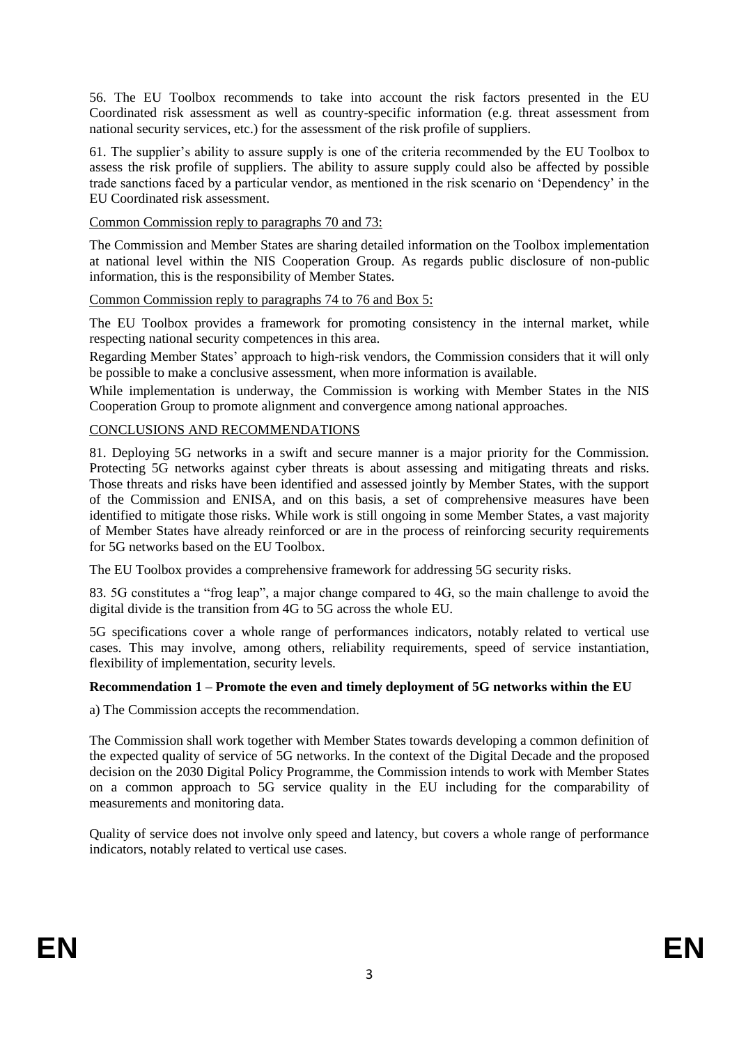56. The EU Toolbox recommends to take into account the risk factors presented in the EU Coordinated risk assessment as well as country-specific information (e.g. threat assessment from national security services, etc.) for the assessment of the risk profile of suppliers.

61. The supplier's ability to assure supply is one of the criteria recommended by the EU Toolbox to assess the risk profile of suppliers. The ability to assure supply could also be affected by possible trade sanctions faced by a particular vendor, as mentioned in the risk scenario on 'Dependency' in the EU Coordinated risk assessment.

Common Commission reply to paragraphs 70 and 73:

The Commission and Member States are sharing detailed information on the Toolbox implementation at national level within the NIS Cooperation Group. As regards public disclosure of non-public information, this is the responsibility of Member States.

Common Commission reply to paragraphs 74 to 76 and Box 5:

The EU Toolbox provides a framework for promoting consistency in the internal market, while respecting national security competences in this area.

Regarding Member States' approach to high-risk vendors, the Commission considers that it will only be possible to make a conclusive assessment, when more information is available.

While implementation is underway, the Commission is working with Member States in the NIS Cooperation Group to promote alignment and convergence among national approaches.

## CONCLUSIONS AND RECOMMENDATIONS

81. Deploying 5G networks in a swift and secure manner is a major priority for the Commission. Protecting 5G networks against cyber threats is about assessing and mitigating threats and risks. Those threats and risks have been identified and assessed jointly by Member States, with the support of the Commission and ENISA, and on this basis, a set of comprehensive measures have been identified to mitigate those risks. While work is still ongoing in some Member States, a vast majority of Member States have already reinforced or are in the process of reinforcing security requirements for 5G networks based on the EU Toolbox.

The EU Toolbox provides a comprehensive framework for addressing 5G security risks.

83. 5G constitutes a "frog leap", a major change compared to 4G, so the main challenge to avoid the digital divide is the transition from 4G to 5G across the whole EU.

5G specifications cover a whole range of performances indicators, notably related to vertical use cases. This may involve, among others, reliability requirements, speed of service instantiation, flexibility of implementation, security levels.

**Recommendation 1 – Promote the even and timely deployment of 5G networks within the EU**

a) The Commission accepts the recommendation.

The Commission shall work together with Member States towards developing a common definition of the expected quality of service of 5G networks. In the context of the Digital Decade and the proposed decision on the 2030 Digital Policy Programme, the Commission intends to work with Member States on a common approach to 5G service quality in the EU including for the comparability of measurements and monitoring data.

Quality of service does not involve only speed and latency, but covers a whole range of performance indicators, notably related to vertical use cases.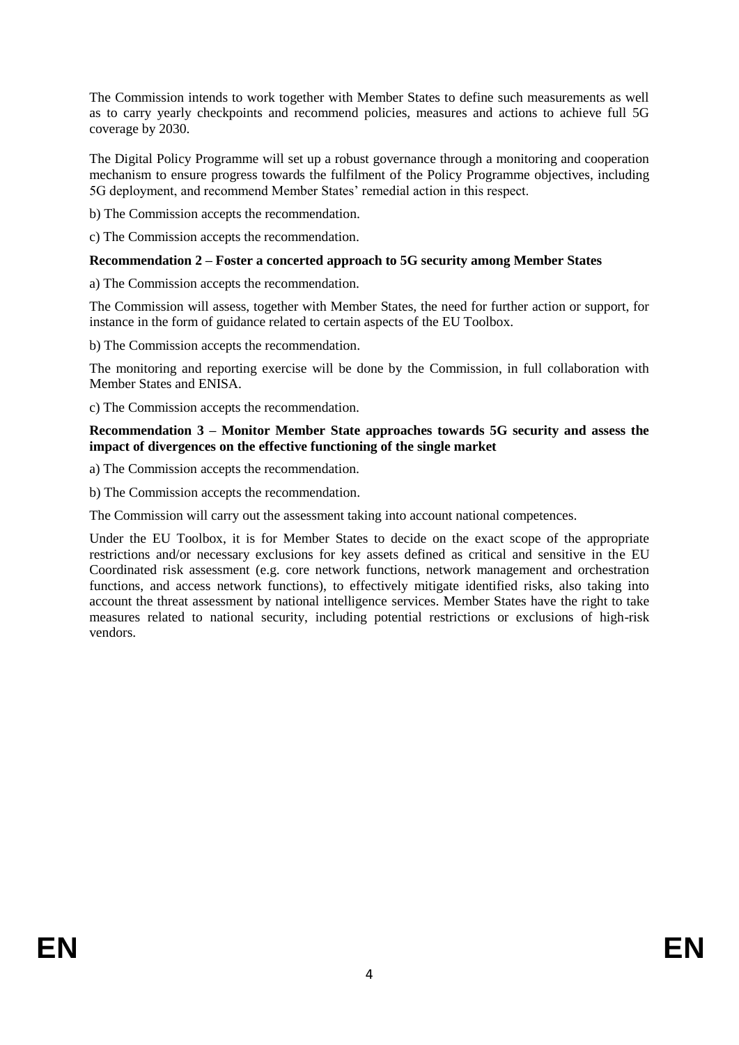The Commission intends to work together with Member States to define such measurements as well as to carry yearly checkpoints and recommend policies, measures and actions to achieve full 5G coverage by 2030.

The Digital Policy Programme will set up a robust governance through a monitoring and cooperation mechanism to ensure progress towards the fulfilment of the Policy Programme objectives, including 5G deployment, and recommend Member States' remedial action in this respect.

b) The Commission accepts the recommendation.

c) The Commission accepts the recommendation.

**Recommendation 2 – Foster a concerted approach to 5G security among Member States**

a) The Commission accepts the recommendation.

The Commission will assess, together with Member States, the need for further action or support, for instance in the form of guidance related to certain aspects of the EU Toolbox.

b) The Commission accepts the recommendation.

The monitoring and reporting exercise will be done by the Commission, in full collaboration with Member States and ENISA.

c) The Commission accepts the recommendation.

**Recommendation 3 – Monitor Member State approaches towards 5G security and assess the impact of divergences on the effective functioning of the single market**

a) The Commission accepts the recommendation.

b) The Commission accepts the recommendation.

The Commission will carry out the assessment taking into account national competences.

Under the EU Toolbox, it is for Member States to decide on the exact scope of the appropriate restrictions and/or necessary exclusions for key assets defined as critical and sensitive in the EU Coordinated risk assessment (e.g. core network functions, network management and orchestration functions, and access network functions), to effectively mitigate identified risks, also taking into account the threat assessment by national intelligence services. Member States have the right to take measures related to national security, including potential restrictions or exclusions of high-risk vendors.